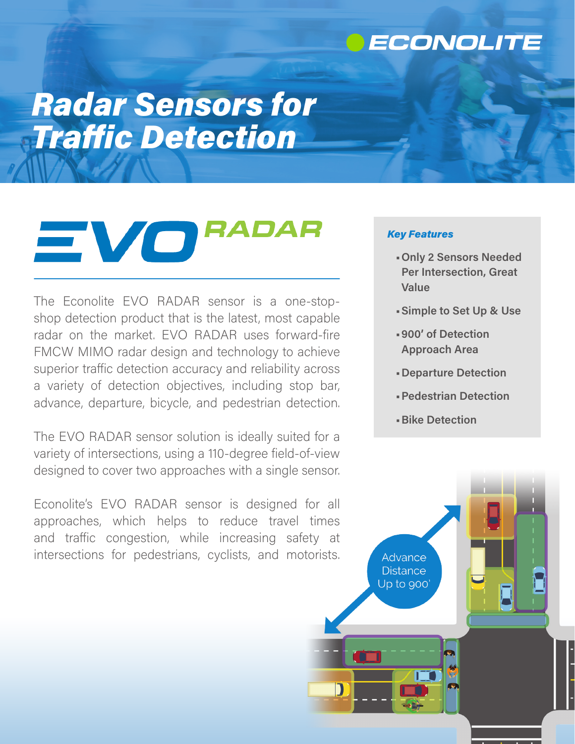ECONOLITE

# Radar Sensors for Traffic Detection

## EVO RADAR

The Econolite EVO RADAR sensor is a one-stop-shop detection product that is the latest, most capable radar on the market. EVO RADAR uses forward-fire FMCW MIMO radar design and technology to achieve superior traffic detection accuracy and reliability across a variety of detection objectives, including stop bar, advance, departure, bicycle, and pedestrian detection.

The EVO RADAR sensor solution is ideally suited for a variety of intersections, using a 110-degree field-of-view designed to cover two approaches with a single sensor.

Econolite's EVO RADAR sensor is designed for all approaches, which helps to reduce travel times and traffic congestion, while increasing safety at intersections for pedestrians, cyclists, and motorists.

### *Key Features*

- **Only 2 Sensors Needed Per Intersection, Great Value**
- **Simple to Set Up & Use**
- **900' of Detection Approach Area**
- **Departure Detection**
- **Pedestrian Detection**
- **Bike Detection**

Advance Distance Up to 900'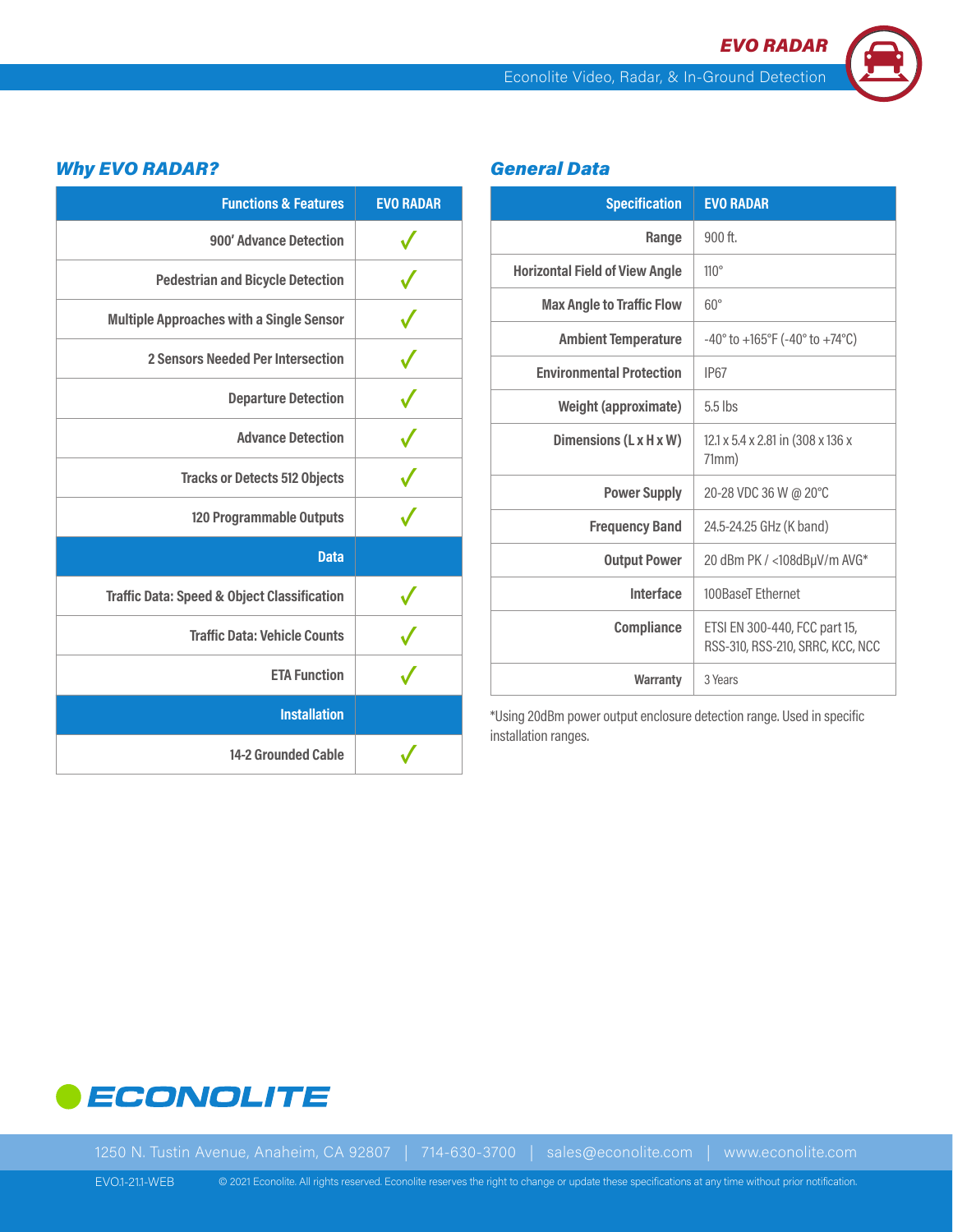## Why EVO RADAR?

| Functions & Features | EVO RADAR |
| --- | --- |
| 900' Advance Detection | ✓ |
| Pedestrian and Bicycle Detection | ✓ |
| Multiple Approaches with a Single Sensor | ✓ |
| 2 Sensors Needed Per Intersection | ✓ |
| Departure Detection | ✓ |
| Advance Detection | ✓ |
| Tracks or Detects 512 Objects | ✓ |
| 120 Programmable Outputs | ✓ |
| **Data** | |
| Traffic Data: Speed & Object Classification | ✓ |
| Traffic Data: Vehicle Counts | ✓ |
| ETA Function | ✓ |
| **Installation** | |
| 14-2 Grounded Cable | ✓ |

## General Data

| Specification | EVO RADAR |
| --- | --- |
| Range | 900 ft. |
| Horizontal Field of View Angle | 110° |
| Max Angle to Traffic Flow | 60° |
| Ambient Temperature | -40° to +165°F (-40° to +74°C) |
| Environmental Protection | IP67 |
| Weight (approximate) | 5.5 lbs |
| Dimensions (L x H x W) | 12.1 x 5.4 x 2.81 in (308 x 136 x 71mm) |
| Power Supply | 20-28 VDC 36 W @ 20°C |
| Frequency Band | 24.5-24.25 GHz (K band) |
| Output Power | 20 dBm PK / <108dBμV/m AVG* |
| Interface | 100BaseT Ethernet |
| Compliance | ETSI EN 300-440, FCC part 15, RSS-310, RSS-210, SRRC, KCC, NCC |
| Warranty | 3 Years |

*Using 20dBm power output enclosure detection range. Used in specific installation ranges.

ECONOLITE

1250 N. Tustin Avenue, Anaheim, CA 92807 | 714-630-3700 | sales@econolite.com | www.econolite.com

EVO1-21.1-WEB © 2021 Econolite. All rights reserved. Econolite reserves the right to change or update these specifications at any time without prior notification.